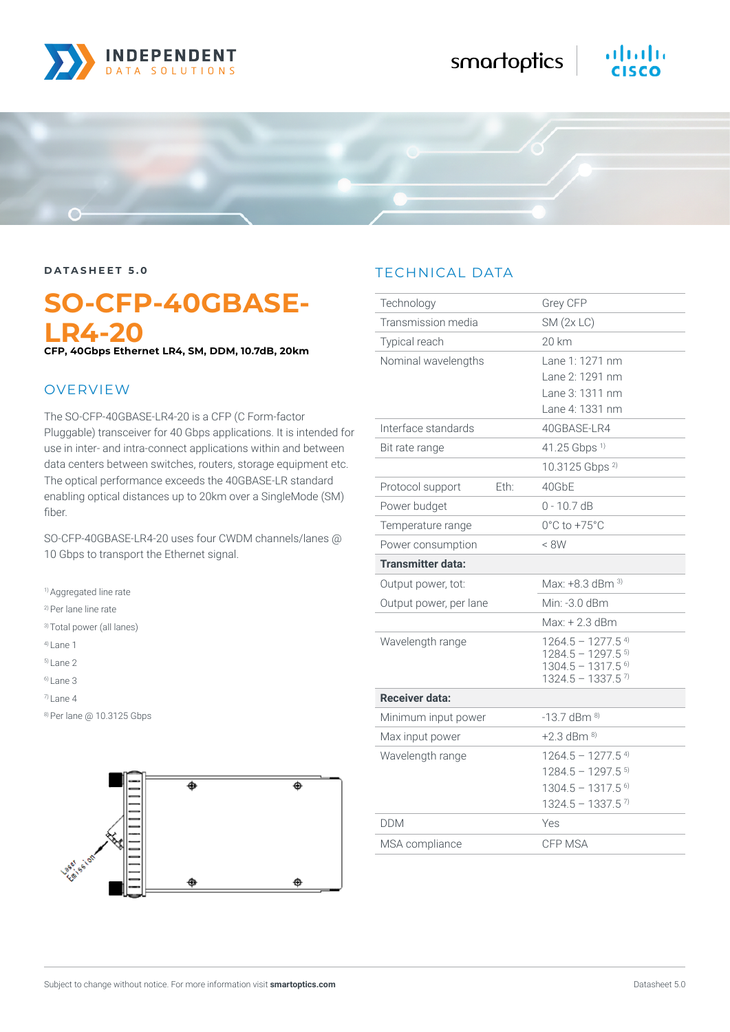DATASHEET 5.0

# SO-CFP-40GBASE-LR4-20

**CFP, 40Gbps Ethernet LR4, SM, DDM, 10.7dB, 20km**

## OVERVIEW

The SO-CFP-40GBASE-LR4-20 is a CFP (C Form-factor Pluggable) transceiver for 40 Gbps applications. It is intended for use in inter- and intra-connect applications within and between data centers between switches, routers, storage equipment etc. The optical performance exceeds the 40GBASE-LR standard enabling optical distances up to 20km over a SingleMode (SM) fiber.

SO-CFP-40GBASE-LR4-20 uses four CWDM channels/lanes @ 10 Gbps to transport the Ethernet signal.

[1] Aggregated line rate
[2] Per lane line rate
[3] Total power (all lanes)
[4] Lane 1
[5] Lane 2
[6] Lane 3
[7] Lane 4
[8] Per lane @ 10.3125 Gbps

## TECHNICAL DATA

| | | |
|---|---|---|
| Technology | | Grey CFP |
| Transmission media | | SM (2x LC) |
| Typical reach | | 20 km |
| Nominal wavelengths | | Lane 1: 1271 nm<br>Lane 2: 1291 nm<br>Lane 3: 1311 nm<br>Lane 4: 1331 nm |
| Interface standards | | 40GBASE-LR4 |
| Bit rate range | | 41.25 Gbps [1] |
| | | 10.3125 Gbps [2] |
| Protocol support | Eth: | 40GbE |
| Power budget | | 0 - 10.7 dB |
| Temperature range | | 0°C to +75°C |
| Power consumption | | < 8W |
| **Transmitter data:** | | |
| Output power, tot: | | Max: +8.3 dBm [3] |
| Output power, per lane | | Min: -3.0 dBm |
| | | Max: + 2.3 dBm |
| Wavelength range | | 1264.5 – 1277.5 [4]<br>1284.5 – 1297.5 [5]<br>1304.5 – 1317.5 [6]<br>1324.5 – 1337.5 [7] |
| **Receiver data:** | | |
| Minimum input power | | -13.7 dBm [8] |
| Max input power | | +2.3 dBm [8] |
| Wavelength range | | 1264.5 – 1277.5 [4]<br>1284.5 – 1297.5 [5]<br>1304.5 – 1317.5 [6]<br>1324.5 – 1337.5 [7] |
| DDM | | Yes |
| MSA compliance | | CFP MSA |

Subject to change without notice. For more information visit **smartoptics.com**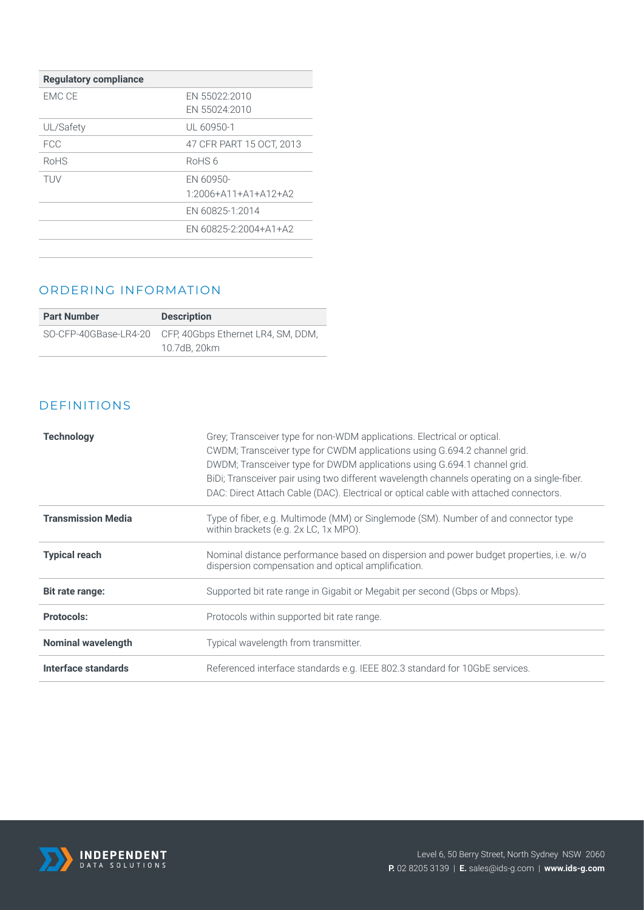| Regulatory compliance | |
| --- | --- |
| EMC CE | EN 55022:2010<br>EN 55024:2010 |
| UL/Safety | UL 60950-1 |
| FCC | 47 CFR PART 15 OCT, 2013 |
| RoHS | RoHS 6 |
| TUV | EN 60950-1:2006+A11+A1+A12+A2 |
| | EN 60825-1:2014 |
| | EN 60825-2:2004+A1+A2 |

## ORDERING INFORMATION

| Part Number | Description |
| --- | --- |
| SO-CFP-40GBase-LR4-20 | CFP, 40Gbps Ethernet LR4, SM, DDM, 10.7dB, 20km |

## DEFINITIONS

| | |
| --- | --- |
| **Technology** | Grey; Transceiver type for non-WDM applications. Electrical or optical.<br>CWDM; Transceiver type for CWDM applications using G.694.2 channel grid.<br>DWDM; Transceiver type for DWDM applications using G.694.1 channel grid.<br>BiDi; Transceiver pair using two different wavelength channels operating on a single-fiber.<br>DAC: Direct Attach Cable (DAC). Electrical or optical cable with attached connectors. |
| **Transmission Media** | Type of fiber, e.g. Multimode (MM) or Singlemode (SM). Number of and connector type within brackets (e.g. 2x LC, 1x MPO). |
| **Typical reach** | Nominal distance performance based on dispersion and power budget properties, i.e. w/o dispersion compensation and optical amplification. |
| **Bit rate range:** | Supported bit rate range in Gigabit or Megabit per second (Gbps or Mbps). |
| **Protocols:** | Protocols within supported bit rate range. |
| **Nominal wavelength** | Typical wavelength from transmitter. |
| **Interface standards** | Referenced interface standards e.g. IEEE 802.3 standard for 10GbE services. |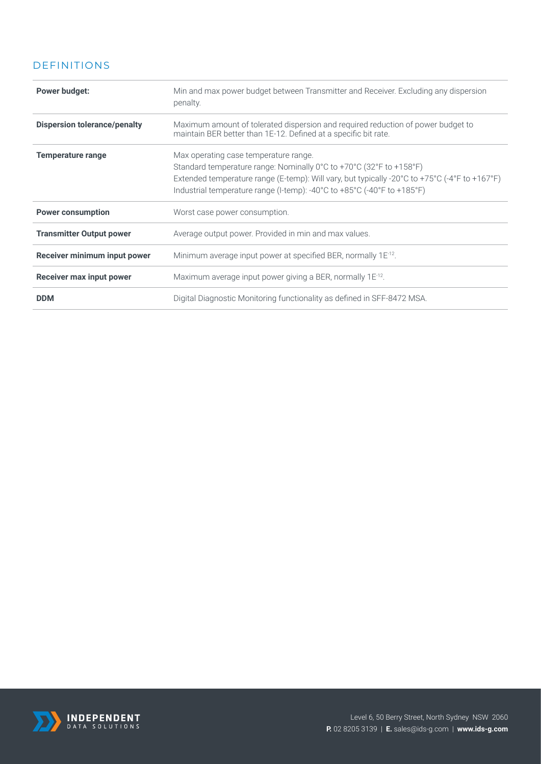## DEFINITIONS

| | |
|---|---|
| **Power budget:** | Min and max power budget between Transmitter and Receiver. Excluding any dispersion penalty. |
| **Dispersion tolerance/penalty** | Maximum amount of tolerated dispersion and required reduction of power budget to maintain BER better than 1E-12. Defined at a specific bit rate. |
| **Temperature range** | Max operating case temperature range.<br>Standard temperature range: Nominally 0°C to +70°C (32°F to +158°F)<br>Extended temperature range (E-temp): Will vary, but typically -20°C to +75°C (-4°F to +167°F)<br>Industrial temperature range (I-temp): -40°C to +85°C (-40°F to +185°F) |
| **Power consumption** | Worst case power consumption. |
| **Transmitter Output power** | Average output power. Provided in min and max values. |
| **Receiver minimum input power** | Minimum average input power at specified BER, normally $1E^{-12}$. |
| **Receiver max input power** | Maximum average input power giving a BER, normally $1E^{-12}$. |
| **DDM** | Digital Diagnostic Monitoring functionality as defined in SFF-8472 MSA. |

INDEPENDENT DATA SOLUTIONS

Level 6, 50 Berry Street, North Sydney NSW 2060
**P.** 02 8205 3139 | **E.** sales@ids-g.com | **www.ids-g.com**